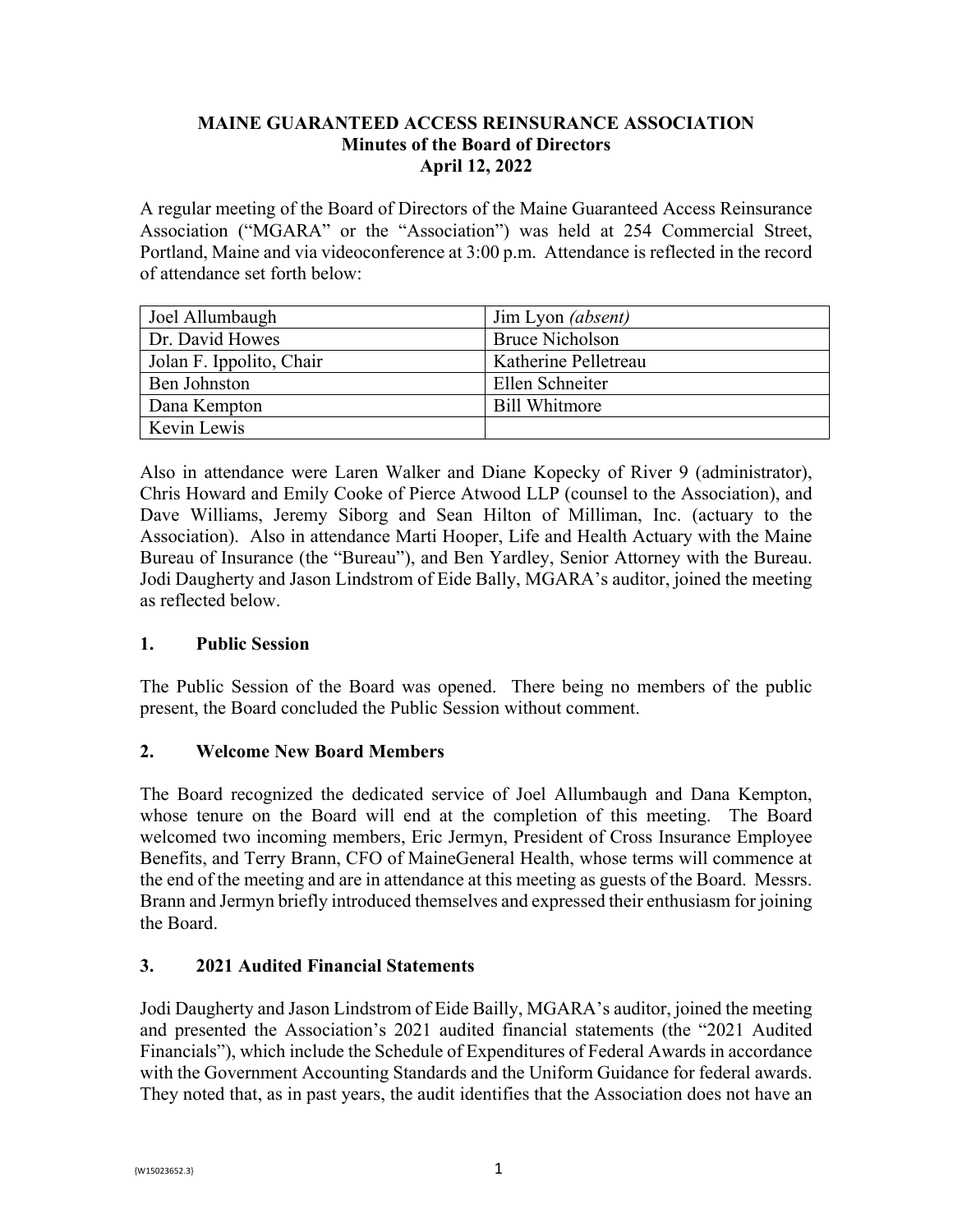**MAINE GUARANTEED ACCESS REINSURANCE ASSOCIATION**
**Minutes of the Board of Directors**
**April 12, 2022**

A regular meeting of the Board of Directors of the Maine Guaranteed Access Reinsurance Association ("MGARA" or the "Association") was held at 254 Commercial Street, Portland, Maine and via videoconference at 3:00 p.m. Attendance is reflected in the record of attendance set forth below:

| | |
|---|---|
| Joel Allumbaugh | Jim Lyon *(absent)* |
| Dr. David Howes | Bruce Nicholson |
| Jolan F. Ippolito, Chair | Katherine Pelletreau |
| Ben Johnston | Ellen Schneiter |
| Dana Kempton | Bill Whitmore |
| Kevin Lewis | |

Also in attendance were Laren Walker and Diane Kopecky of River 9 (administrator), Chris Howard and Emily Cooke of Pierce Atwood LLP (counsel to the Association), and Dave Williams, Jeremy Siborg and Sean Hilton of Milliman, Inc. (actuary to the Association). Also in attendance Marti Hooper, Life and Health Actuary with the Maine Bureau of Insurance (the "Bureau"), and Ben Yardley, Senior Attorney with the Bureau. Jodi Daugherty and Jason Lindstrom of Eide Bally, MGARA's auditor, joined the meeting as reflected below.

## 1. Public Session

The Public Session of the Board was opened. There being no members of the public present, the Board concluded the Public Session without comment.

## 2. Welcome New Board Members

The Board recognized the dedicated service of Joel Allumbaugh and Dana Kempton, whose tenure on the Board will end at the completion of this meeting. The Board welcomed two incoming members, Eric Jermyn, President of Cross Insurance Employee Benefits, and Terry Brann, CFO of MaineGeneral Health, whose terms will commence at the end of the meeting and are in attendance at this meeting as guests of the Board. Messrs. Brann and Jermyn briefly introduced themselves and expressed their enthusiasm for joining the Board.

## 3. 2021 Audited Financial Statements

Jodi Daugherty and Jason Lindstrom of Eide Bailly, MGARA's auditor, joined the meeting and presented the Association's 2021 audited financial statements (the "2021 Audited Financials"), which include the Schedule of Expenditures of Federal Awards in accordance with the Government Accounting Standards and the Uniform Guidance for federal awards. They noted that, as in past years, the audit identifies that the Association does not have an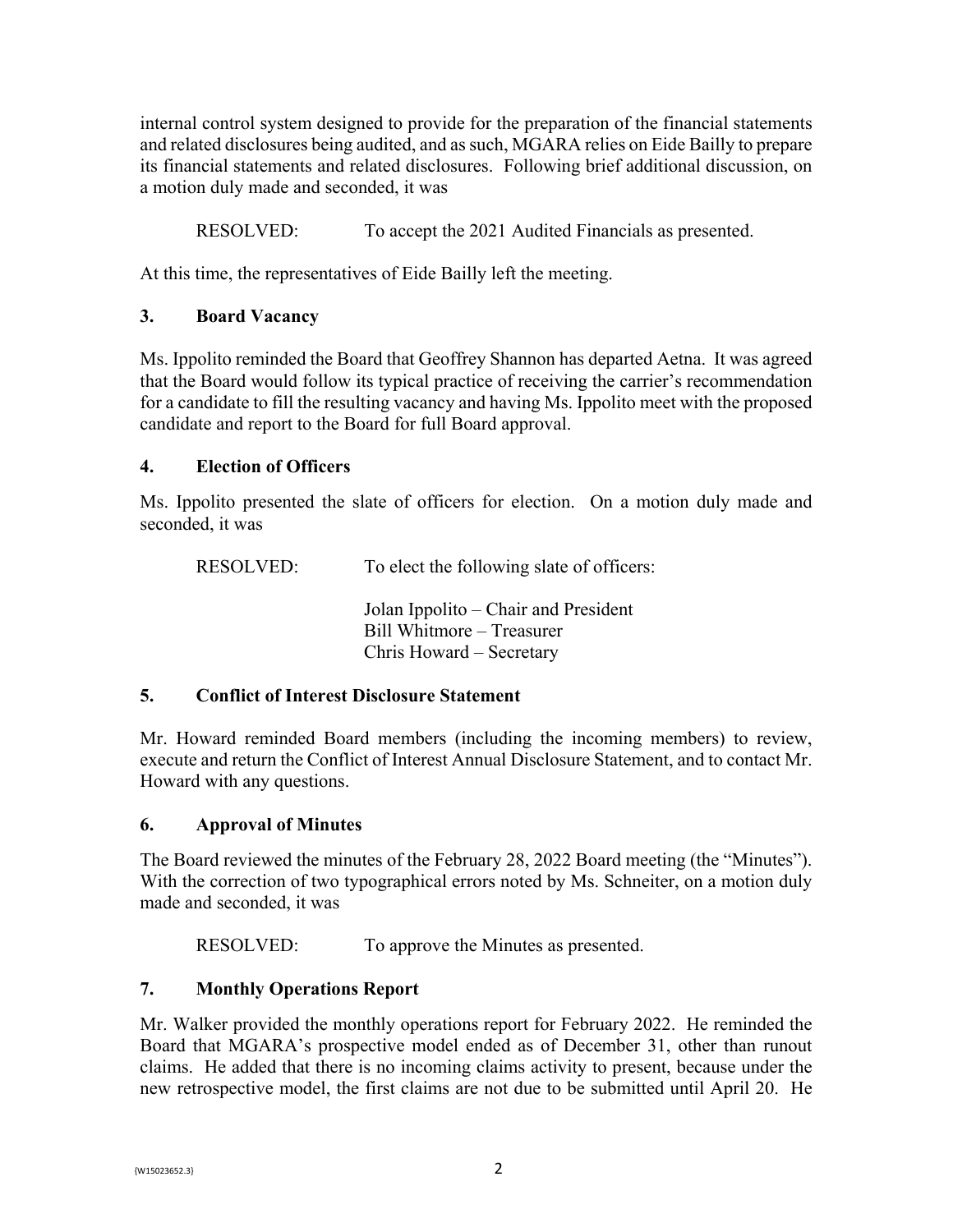internal control system designed to provide for the preparation of the financial statements and related disclosures being audited, and as such, MGARA relies on Eide Bailly to prepare its financial statements and related disclosures. Following brief additional discussion, on a motion duly made and seconded, it was

RESOLVED: To accept the 2021 Audited Financials as presented.

At this time, the representatives of Eide Bailly left the meeting.

## 3. Board Vacancy

Ms. Ippolito reminded the Board that Geoffrey Shannon has departed Aetna. It was agreed that the Board would follow its typical practice of receiving the carrier's recommendation for a candidate to fill the resulting vacancy and having Ms. Ippolito meet with the proposed candidate and report to the Board for full Board approval.

## 4. Election of Officers

Ms. Ippolito presented the slate of officers for election. On a motion duly made and seconded, it was

RESOLVED: To elect the following slate of officers:

Jolan Ippolito – Chair and President
Bill Whitmore – Treasurer
Chris Howard – Secretary

## 5. Conflict of Interest Disclosure Statement

Mr. Howard reminded Board members (including the incoming members) to review, execute and return the Conflict of Interest Annual Disclosure Statement, and to contact Mr. Howard with any questions.

## 6. Approval of Minutes

The Board reviewed the minutes of the February 28, 2022 Board meeting (the "Minutes"). With the correction of two typographical errors noted by Ms. Schneiter, on a motion duly made and seconded, it was

RESOLVED: To approve the Minutes as presented.

## 7. Monthly Operations Report

Mr. Walker provided the monthly operations report for February 2022. He reminded the Board that MGARA's prospective model ended as of December 31, other than runout claims. He added that there is no incoming claims activity to present, because under the new retrospective model, the first claims are not due to be submitted until April 20. He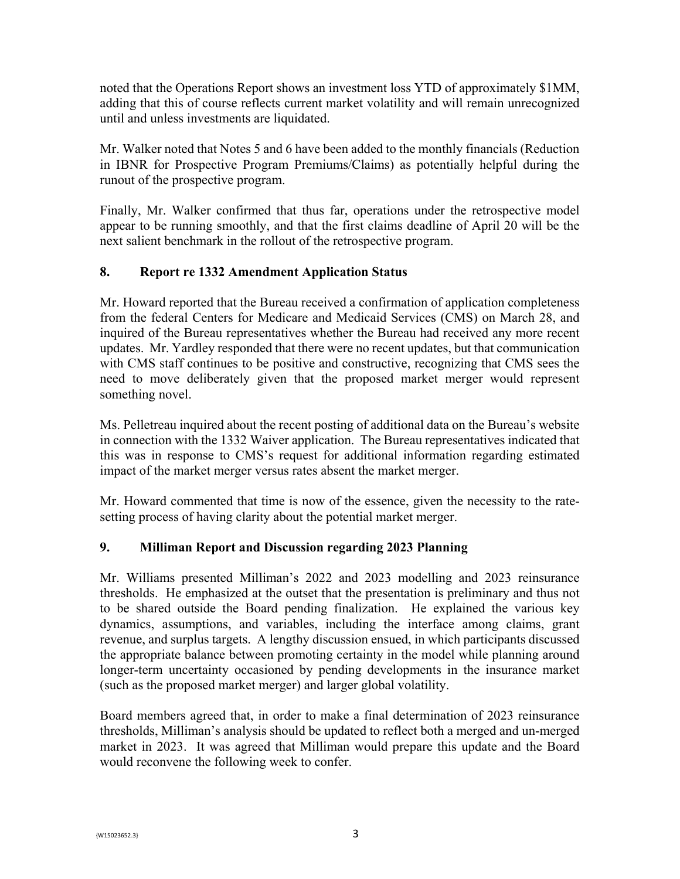noted that the Operations Report shows an investment loss YTD of approximately $1MM, adding that this of course reflects current market volatility and will remain unrecognized until and unless investments are liquidated.

Mr. Walker noted that Notes 5 and 6 have been added to the monthly financials (Reduction in IBNR for Prospective Program Premiums/Claims) as potentially helpful during the runout of the prospective program.

Finally, Mr. Walker confirmed that thus far, operations under the retrospective model appear to be running smoothly, and that the first claims deadline of April 20 will be the next salient benchmark in the rollout of the retrospective program.

## 8. Report re 1332 Amendment Application Status

Mr. Howard reported that the Bureau received a confirmation of application completeness from the federal Centers for Medicare and Medicaid Services (CMS) on March 28, and inquired of the Bureau representatives whether the Bureau had received any more recent updates. Mr. Yardley responded that there were no recent updates, but that communication with CMS staff continues to be positive and constructive, recognizing that CMS sees the need to move deliberately given that the proposed market merger would represent something novel.

Ms. Pelletreau inquired about the recent posting of additional data on the Bureau's website in connection with the 1332 Waiver application. The Bureau representatives indicated that this was in response to CMS's request for additional information regarding estimated impact of the market merger versus rates absent the market merger.

Mr. Howard commented that time is now of the essence, given the necessity to the rate-setting process of having clarity about the potential market merger.

## 9. Milliman Report and Discussion regarding 2023 Planning

Mr. Williams presented Milliman's 2022 and 2023 modelling and 2023 reinsurance thresholds. He emphasized at the outset that the presentation is preliminary and thus not to be shared outside the Board pending finalization. He explained the various key dynamics, assumptions, and variables, including the interface among claims, grant revenue, and surplus targets. A lengthy discussion ensued, in which participants discussed the appropriate balance between promoting certainty in the model while planning around longer-term uncertainty occasioned by pending developments in the insurance market (such as the proposed market merger) and larger global volatility.

Board members agreed that, in order to make a final determination of 2023 reinsurance thresholds, Milliman's analysis should be updated to reflect both a merged and un-merged market in 2023. It was agreed that Milliman would prepare this update and the Board would reconvene the following week to confer.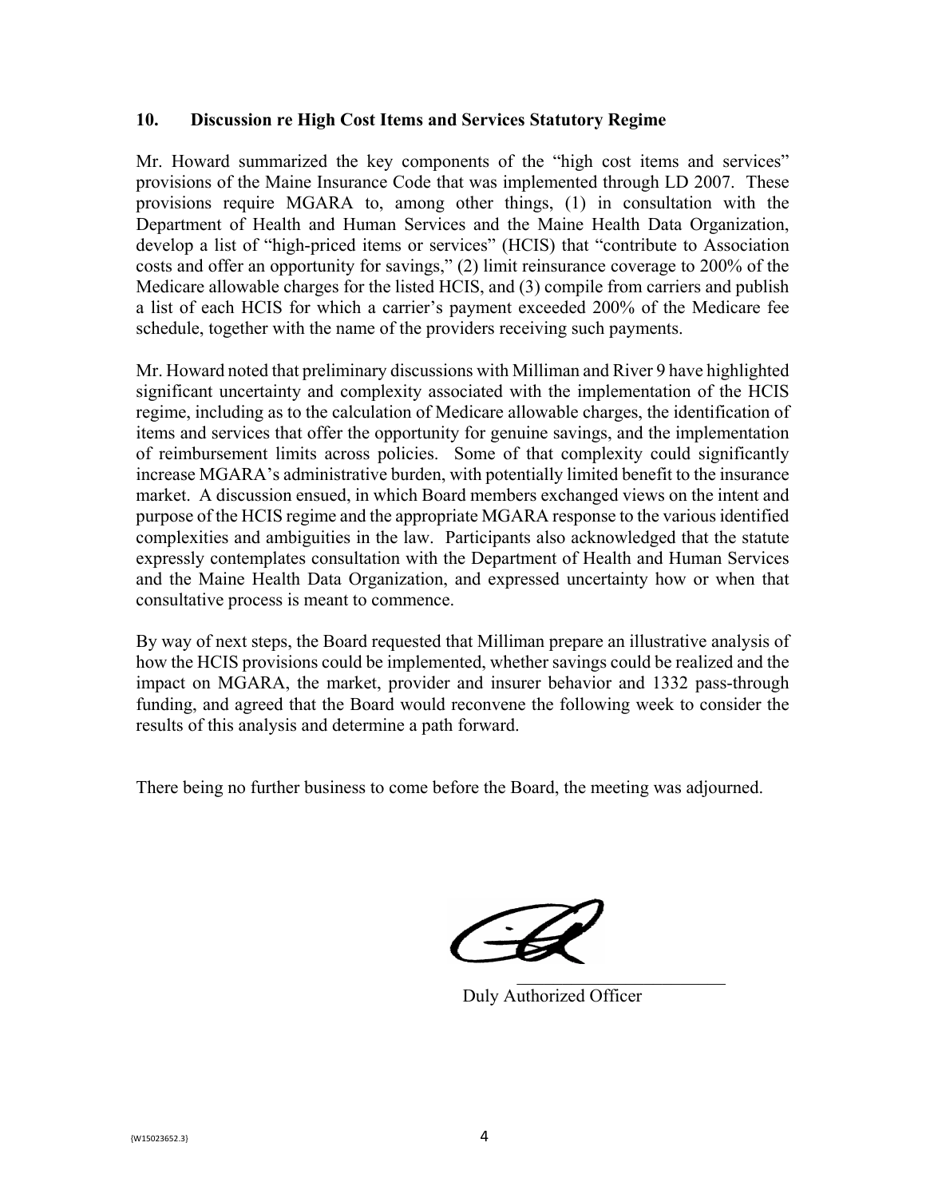**10. Discussion re High Cost Items and Services Statutory Regime**

Mr. Howard summarized the key components of the "high cost items and services" provisions of the Maine Insurance Code that was implemented through LD 2007. These provisions require MGARA to, among other things, (1) in consultation with the Department of Health and Human Services and the Maine Health Data Organization, develop a list of "high-priced items or services" (HCIS) that "contribute to Association costs and offer an opportunity for savings," (2) limit reinsurance coverage to 200% of the Medicare allowable charges for the listed HCIS, and (3) compile from carriers and publish a list of each HCIS for which a carrier's payment exceeded 200% of the Medicare fee schedule, together with the name of the providers receiving such payments.

Mr. Howard noted that preliminary discussions with Milliman and River 9 have highlighted significant uncertainty and complexity associated with the implementation of the HCIS regime, including as to the calculation of Medicare allowable charges, the identification of items and services that offer the opportunity for genuine savings, and the implementation of reimbursement limits across policies. Some of that complexity could significantly increase MGARA's administrative burden, with potentially limited benefit to the insurance market. A discussion ensued, in which Board members exchanged views on the intent and purpose of the HCIS regime and the appropriate MGARA response to the various identified complexities and ambiguities in the law. Participants also acknowledged that the statute expressly contemplates consultation with the Department of Health and Human Services and the Maine Health Data Organization, and expressed uncertainty how or when that consultative process is meant to commence.

By way of next steps, the Board requested that Milliman prepare an illustrative analysis of how the HCIS provisions could be implemented, whether savings could be realized and the impact on MGARA, the market, provider and insurer behavior and 1332 pass-through funding, and agreed that the Board would reconvene the following week to consider the results of this analysis and determine a path forward.

There being no further business to come before the Board, the meeting was adjourned.

\_\_\_\_\_\_\_\_\_\_\_\_\_\_\_\_\_\_\_\_\_\_\_\_\_

Duly Authorized Officer

{W15023652.3}